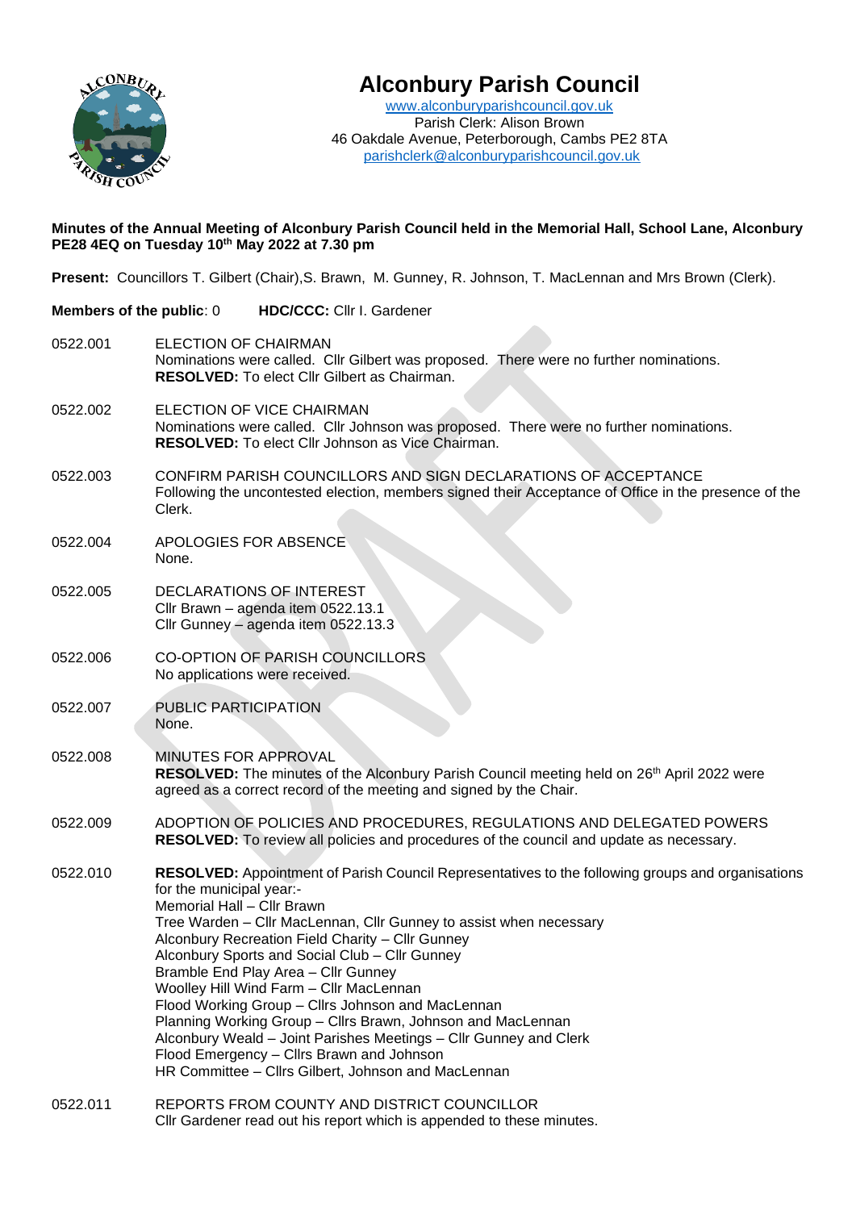# Alconbury Parish Council

www.alconburyparishcouncil.gov.uk
Parish Clerk: Alison Brown
46 Oakdale Avenue, Peterborough, Cambs PE2 8TA
parishclerk@alconburyparishcouncil.gov.uk

**Minutes of the Annual Meeting of Alconbury Parish Council held in the Memorial Hall, School Lane, Alconbury PE28 4EQ on Tuesday 10th May 2022 at 7.30 pm**

**Present:** Councillors T. Gilbert (Chair), S. Brawn, M. Gunney, R. Johnson, T. MacLennan and Mrs Brown (Clerk).

**Members of the public**: 0 **HDC/CCC:** Cllr I. Gardener

0522.001 ELECTION OF CHAIRMAN
Nominations were called. Cllr Gilbert was proposed. There were no further nominations.
**RESOLVED:** To elect Cllr Gilbert as Chairman.

0522.002 ELECTION OF VICE CHAIRMAN
Nominations were called. Cllr Johnson was proposed. There were no further nominations.
**RESOLVED:** To elect Cllr Johnson as Vice Chairman.

0522.003 CONFIRM PARISH COUNCILLORS AND SIGN DECLARATIONS OF ACCEPTANCE
Following the uncontested election, members signed their Acceptance of Office in the presence of the Clerk.

0522.004 APOLOGIES FOR ABSENCE
None.

0522.005 DECLARATIONS OF INTEREST
Cllr Brawn – agenda item 0522.13.1
Cllr Gunney – agenda item 0522.13.3

0522.006 CO-OPTION OF PARISH COUNCILLORS
No applications were received.

0522.007 PUBLIC PARTICIPATION
None.

0522.008 MINUTES FOR APPROVAL
**RESOLVED:** The minutes of the Alconbury Parish Council meeting held on 26th April 2022 were agreed as a correct record of the meeting and signed by the Chair.

0522.009 ADOPTION OF POLICIES AND PROCEDURES, REGULATIONS AND DELEGATED POWERS
**RESOLVED:** To review all policies and procedures of the council and update as necessary.

0522.010 **RESOLVED:** Appointment of Parish Council Representatives to the following groups and organisations for the municipal year:-
Memorial Hall – Cllr Brawn
Tree Warden – Cllr MacLennan, Cllr Gunney to assist when necessary
Alconbury Recreation Field Charity – Cllr Gunney
Alconbury Sports and Social Club – Cllr Gunney
Bramble End Play Area – Cllr Gunney
Woolley Hill Wind Farm – Cllr MacLennan
Flood Working Group – Cllrs Johnson and MacLennan
Planning Working Group – Cllrs Brawn, Johnson and MacLennan
Alconbury Weald – Joint Parishes Meetings – Cllr Gunney and Clerk
Flood Emergency – Cllrs Brawn and Johnson
HR Committee – Cllrs Gilbert, Johnson and MacLennan

0522.011 REPORTS FROM COUNTY AND DISTRICT COUNCILLOR
Cllr Gardener read out his report which is appended to these minutes.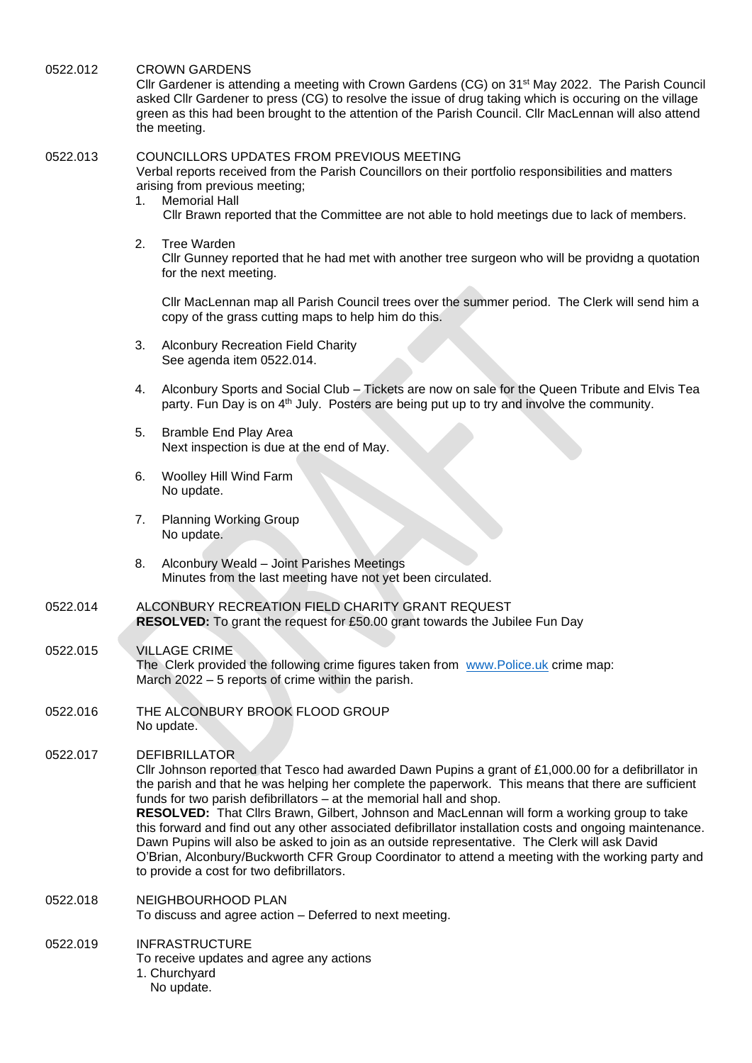0522.012 CROWN GARDENS

Cllr Gardener is attending a meeting with Crown Gardens (CG) on 31st May 2022. The Parish Council asked Cllr Gardener to press (CG) to resolve the issue of drug taking which is occuring on the village green as this had been brought to the attention of the Parish Council. Cllr MacLennan will also attend the meeting.

0522.013 COUNCILLORS UPDATES FROM PREVIOUS MEETING

Verbal reports received from the Parish Councillors on their portfolio responsibilities and matters arising from previous meeting;

1. Memorial Hall
   Cllr Brawn reported that the Committee are not able to hold meetings due to lack of members.

2. Tree Warden
   Cllr Gunney reported that he had met with another tree surgeon who will be providng a quotation for the next meeting.

   Cllr MacLennan map all Parish Council trees over the summer period. The Clerk will send him a copy of the grass cutting maps to help him do this.

3. Alconbury Recreation Field Charity
   See agenda item 0522.014.

4. Alconbury Sports and Social Club – Tickets are now on sale for the Queen Tribute and Elvis Tea party. Fun Day is on 4th July. Posters are being put up to try and involve the community.

5. Bramble End Play Area
   Next inspection is due at the end of May.

6. Woolley Hill Wind Farm
   No update.

7. Planning Working Group
   No update.

8. Alconbury Weald – Joint Parishes Meetings
   Minutes from the last meeting have not yet been circulated.

0522.014 ALCONBURY RECREATION FIELD CHARITY GRANT REQUEST

**RESOLVED:** To grant the request for £50.00 grant towards the Jubilee Fun Day

0522.015 VILLAGE CRIME

The Clerk provided the following crime figures taken from www.Police.uk crime map:
March 2022 – 5 reports of crime within the parish.

0522.016 THE ALCONBURY BROOK FLOOD GROUP

No update.

0522.017 DEFIBRILLATOR

Cllr Johnson reported that Tesco had awarded Dawn Pupins a grant of £1,000.00 for a defibrillator in the parish and that he was helping her complete the paperwork. This means that there are sufficient funds for two parish defibrillators – at the memorial hall and shop.

**RESOLVED:** That Cllrs Brawn, Gilbert, Johnson and MacLennan will form a working group to take this forward and find out any other associated defibrillator installation costs and ongoing maintenance. Dawn Pupins will also be asked to join as an outside representative. The Clerk will ask David O'Brian, Alconbury/Buckworth CFR Group Coordinator to attend a meeting with the working party and to provide a cost for two defibrillators.

0522.018 NEIGHBOURHOOD PLAN

To discuss and agree action – Deferred to next meeting.

0522.019 INFRASTRUCTURE

To receive updates and agree any actions

1. Churchyard
   No update.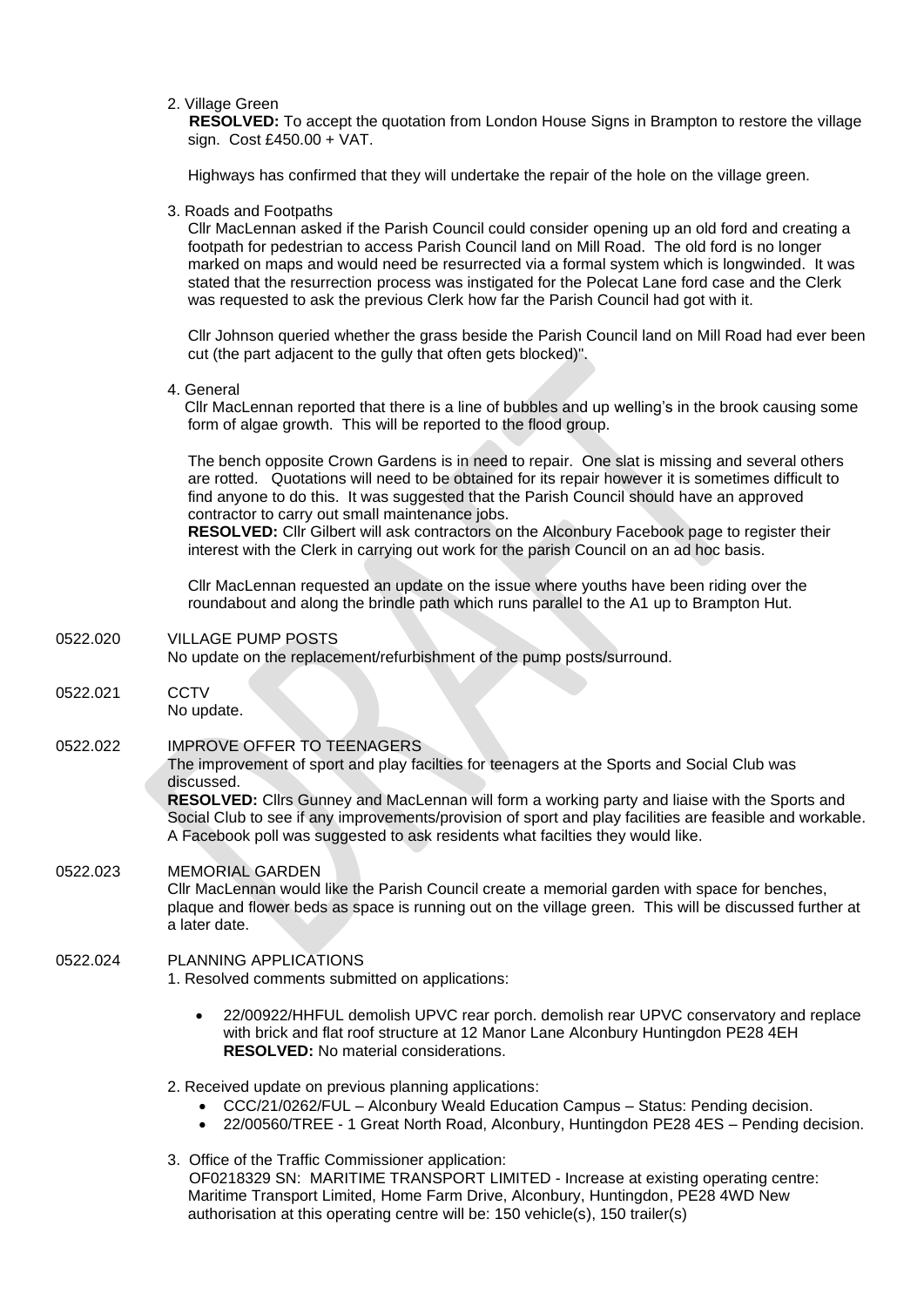2. Village Green

**RESOLVED:** To accept the quotation from London House Signs in Brampton to restore the village sign. Cost £450.00 + VAT.

Highways has confirmed that they will undertake the repair of the hole on the village green.

3. Roads and Footpaths

Cllr MacLennan asked if the Parish Council could consider opening up an old ford and creating a footpath for pedestrian to access Parish Council land on Mill Road. The old ford is no longer marked on maps and would need be resurrected via a formal system which is longwinded. It was stated that the resurrection process was instigated for the Polecat Lane ford case and the Clerk was requested to ask the previous Clerk how far the Parish Council had got with it.

Cllr Johnson queried whether the grass beside the Parish Council land on Mill Road had ever been cut (the part adjacent to the gully that often gets blocked)".

4. General

Cllr MacLennan reported that there is a line of bubbles and up welling's in the brook causing some form of algae growth. This will be reported to the flood group.

The bench opposite Crown Gardens is in need to repair. One slat is missing and several others are rotted. Quotations will need to be obtained for its repair however it is sometimes difficult to find anyone to do this. It was suggested that the Parish Council should have an approved contractor to carry out small maintenance jobs.

**RESOLVED:** Cllr Gilbert will ask contractors on the Alconbury Facebook page to register their interest with the Clerk in carrying out work for the parish Council on an ad hoc basis.

Cllr MacLennan requested an update on the issue where youths have been riding over the roundabout and along the brindle path which runs parallel to the A1 up to Brampton Hut.

0522.020 VILLAGE PUMP POSTS

No update on the replacement/refurbishment of the pump posts/surround.

0522.021 CCTV

No update.

0522.022 IMPROVE OFFER TO TEENAGERS

The improvement of sport and play facilties for teenagers at the Sports and Social Club was discussed.

**RESOLVED:** Cllrs Gunney and MacLennan will form a working party and liaise with the Sports and Social Club to see if any improvements/provision of sport and play facilities are feasible and workable. A Facebook poll was suggested to ask residents what facilties they would like.

0522.023 MEMORIAL GARDEN

Cllr MacLennan would like the Parish Council create a memorial garden with space for benches, plaque and flower beds as space is running out on the village green. This will be discussed further at a later date.

0522.024 PLANNING APPLICATIONS

1. Resolved comments submitted on applications:

- 22/00922/HHFUL demolish UPVC rear porch. demolish rear UPVC conservatory and replace with brick and flat roof structure at 12 Manor Lane Alconbury Huntingdon PE28 4EH
  **RESOLVED:** No material considerations.

2. Received update on previous planning applications:

- CCC/21/0262/FUL – Alconbury Weald Education Campus – Status: Pending decision.
- 22/00560/TREE - 1 Great North Road, Alconbury, Huntingdon, PE28 4ES – Pending decision.

3. Office of the Traffic Commissioner application:

OF0218329 SN: MARITIME TRANSPORT LIMITED - Increase at existing operating centre: Maritime Transport Limited, Home Farm Drive, Alconbury, Huntingdon, PE28 4WD New authorisation at this operating centre will be: 150 vehicle(s), 150 trailer(s)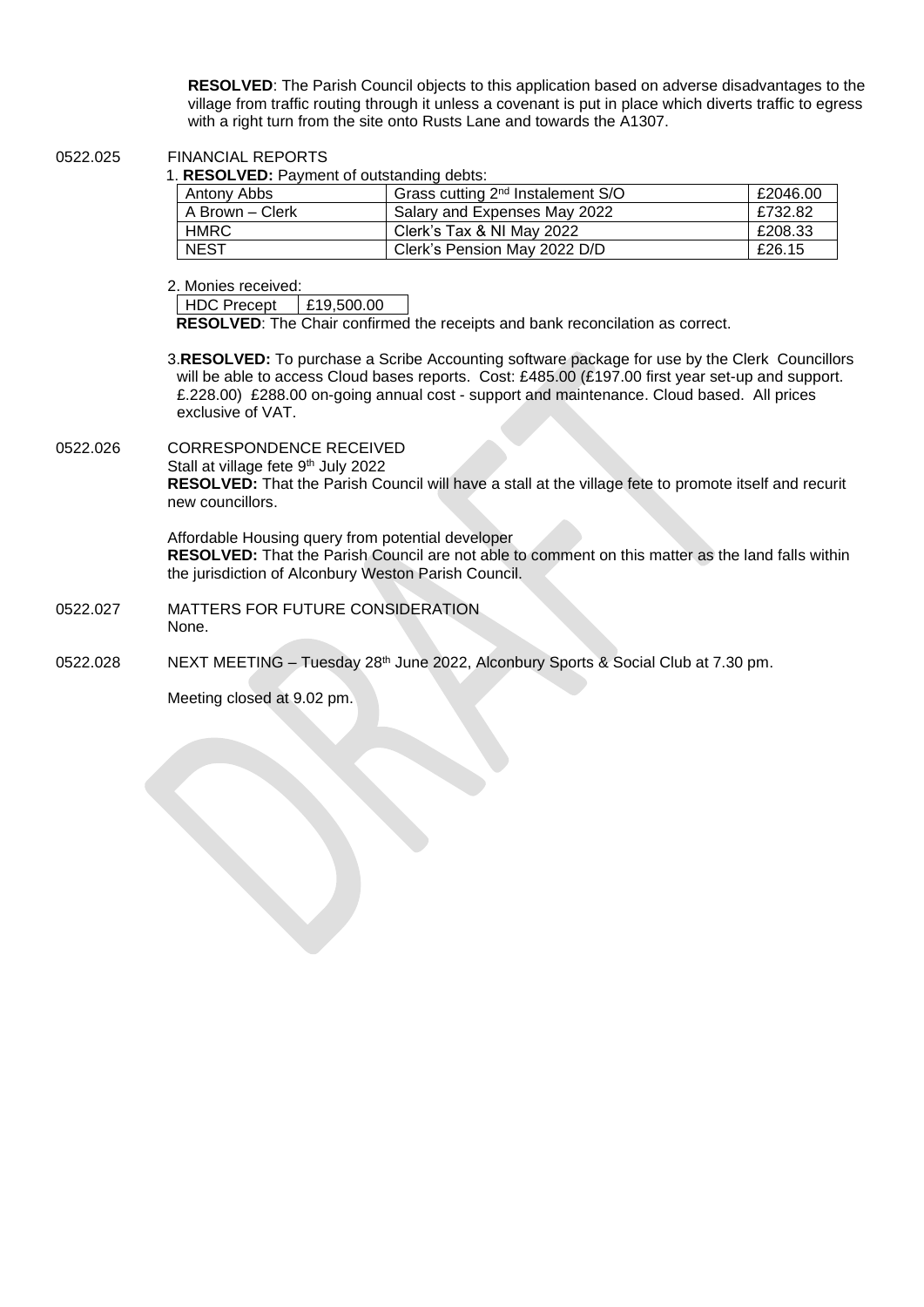**RESOLVED**: The Parish Council objects to this application based on adverse disadvantages to the village from traffic routing through it unless a covenant is put in place which diverts traffic to egress with a right turn from the site onto Rusts Lane and towards the A1307.

0522.025 FINANCIAL REPORTS

1. **RESOLVED:** Payment of outstanding debts:

| | | |
|---|---|---|
| Antony Abbs | Grass cutting 2nd Instalement S/O | £2046.00 |
| A Brown – Clerk | Salary and Expenses May 2022 | £732.82 |
| HMRC | Clerk's Tax & NI May 2022 | £208.33 |
| NEST | Clerk's Pension May 2022 D/D | £26.15 |

2. Monies received:

| | |
|---|---|
| HDC Precept | £19,500.00 |

**RESOLVED**: The Chair confirmed the receipts and bank reconcilation as correct.

3. **RESOLVED:** To purchase a Scribe Accounting software package for use by the Clerk Councillors will be able to access Cloud bases reports. Cost: £485.00 (£197.00 first year set-up and support. £.228.00) £288.00 on-going annual cost - support and maintenance. Cloud based. All prices exclusive of VAT.

0522.026 CORRESPONDENCE RECEIVED

Stall at village fete 9th July 2022
**RESOLVED:** That the Parish Council will have a stall at the village fete to promote itself and recurit new councillors.

Affordable Housing query from potential developer
**RESOLVED:** That the Parish Council are not able to comment on this matter as the land falls within the jurisdiction of Alconbury Weston Parish Council.

0522.027 MATTERS FOR FUTURE CONSIDERATION

None.

0522.028 NEXT MEETING – Tuesday 28th June 2022, Alconbury Sports & Social Club at 7.30 pm.

Meeting closed at 9.02 pm.